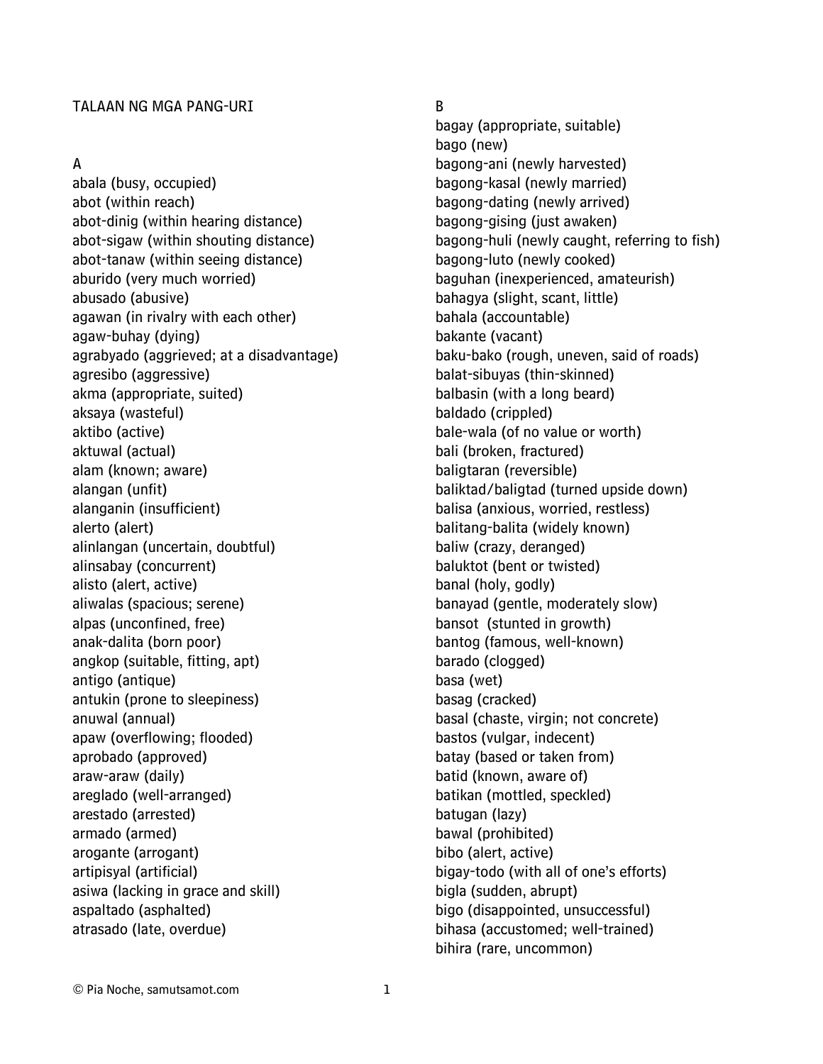# TALAAN NG MGA PANG-URI

## A

abala (busy, occupied)
abot (within reach)
abot-dinig (within hearing distance)
abot-sigaw (within shouting distance)
abot-tanaw (within seeing distance)
aburido (very much worried)
abusado (abusive)
agawan (in rivalry with each other)
agaw-buhay (dying)
agrabyado (aggrieved; at a disadvantage)
agresibo (aggressive)
akma (appropriate, suited)
aksaya (wasteful)
aktibo (active)
aktuwal (actual)
alam (known; aware)
alangan (unfit)
alanganin (insufficient)
alerto (alert)
alinlangan (uncertain, doubtful)
alinsabay (concurrent)
alisto (alert, active)
aliwalas (spacious; serene)
alpas (unconfined, free)
anak-dalita (born poor)
angkop (suitable, fitting, apt)
antigo (antique)
antukin (prone to sleepiness)
anuwal (annual)
apaw (overflowing; flooded)
aprobado (approved)
araw-araw (daily)
areglado (well-arranged)
arestado (arrested)
armado (armed)
arogante (arrogant)
artipisyal (artificial)
asiwa (lacking in grace and skill)
aspaltado (asphalted)
atrasado (late, overdue)

## B

bagay (appropriate, suitable)
bago (new)
bagong-ani (newly harvested)
bagong-kasal (newly married)
bagong-dating (newly arrived)
bagong-gising (just awaken)
bagong-huli (newly caught, referring to fish)
bagong-luto (newly cooked)
baguhan (inexperienced, amateurish)
bahagya (slight, scant, little)
bahala (accountable)
bakante (vacant)
baku-bako (rough, uneven, said of roads)
balat-sibuyas (thin-skinned)
balbasin (with a long beard)
baldado (crippled)
bale-wala (of no value or worth)
bali (broken, fractured)
baligtaran (reversible)
baliktad/baligtad (turned upside down)
balisa (anxious, worried, restless)
balitang-balita (widely known)
baliw (crazy, deranged)
baluktot (bent or twisted)
banal (holy, godly)
banayad (gentle, moderately slow)
bansot (stunted in growth)
bantog (famous, well-known)
barado (clogged)
basa (wet)
basag (cracked)
basal (chaste, virgin; not concrete)
bastos (vulgar, indecent)
batay (based or taken from)
batid (known, aware of)
batikan (mottled, speckled)
batugan (lazy)
bawal (prohibited)
bibo (alert, active)
bigay-todo (with all of one's efforts)
bigla (sudden, abrupt)
bigo (disappointed, unsuccessful)
bihasa (accustomed; well-trained)
bihira (rare, uncommon)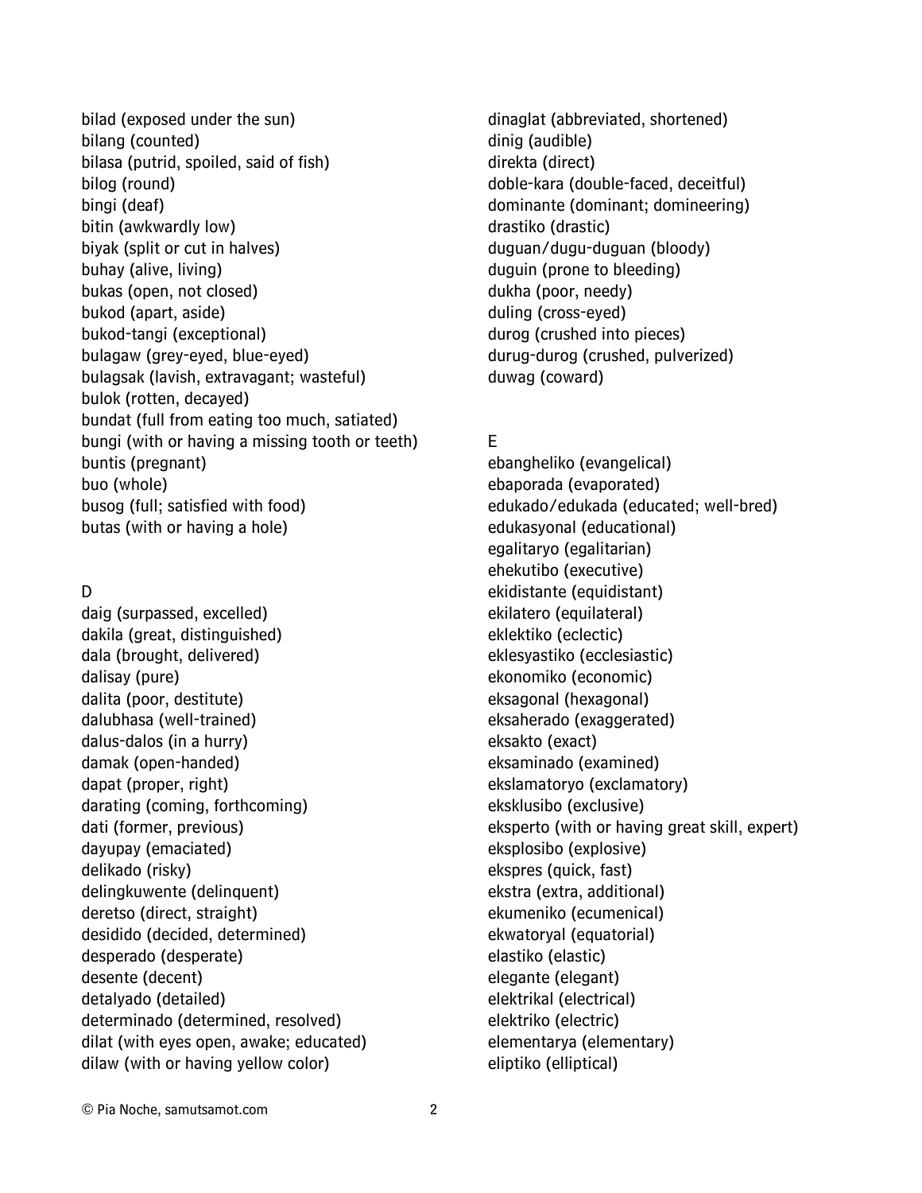bilad (exposed under the sun)
bilang (counted)
bilasa (putrid, spoiled, said of fish)
bilog (round)
bingi (deaf)
bitin (awkwardly low)
biyak (split or cut in halves)
buhay (alive, living)
bukas (open, not closed)
bukod (apart, aside)
bukod-tangi (exceptional)
bulagaw (grey-eyed, blue-eyed)
bulagsak (lavish, extravagant; wasteful)
bulok (rotten, decayed)
bundat (full from eating too much, satiated)
bungi (with or having a missing tooth or teeth)
buntis (pregnant)
buo (whole)
busog (full; satisfied with food)
butas (with or having a hole)

D

daig (surpassed, excelled)
dakila (great, distinguished)
dala (brought, delivered)
dalisay (pure)
dalita (poor, destitute)
dalubhasa (well-trained)
dalus-dalos (in a hurry)
damak (open-handed)
dapat (proper, right)
darating (coming, forthcoming)
dati (former, previous)
dayupay (emaciated)
delikado (risky)
delingkuwente (delinquent)
deretso (direct, straight)
desidido (decided, determined)
desperado (desperate)
desente (decent)
detalyado (detailed)
determinado (determined, resolved)
dilat (with eyes open, awake; educated)
dilaw (with or having yellow color)
dinaglat (abbreviated, shortened)
dinig (audible)
direkta (direct)
doble-kara (double-faced, deceitful)
dominante (dominant; domineering)
drastiko (drastic)
duguan/dugu-duguan (bloody)
duguin (prone to bleeding)
dukha (poor, needy)
duling (cross-eyed)
durog (crushed into pieces)
durug-durog (crushed, pulverized)
duwag (coward)

E

ebangheliko (evangelical)
ebaporada (evaporated)
edukado/edukada (educated; well-bred)
edukasyonal (educational)
egalitaryo (egalitarian)
ehekutibo (executive)
ekidistante (equidistant)
ekilatero (equilateral)
eklektiko (eclectic)
eklesyastiko (ecclesiastic)
ekonomiko (economic)
eksagonal (hexagonal)
eksaherado (exaggerated)
eksakto (exact)
eksaminado (examined)
ekslamatoryo (exclamatory)
eksklusibo (exclusive)
eksperto (with or having great skill, expert)
eksplosibo (explosive)
ekspres (quick, fast)
ekstra (extra, additional)
ekumeniko (ecumenical)
ekwatoryal (equatorial)
elastiko (elastic)
elegante (elegant)
elektrikal (electrical)
elektriko (electric)
elementarya (elementary)
eliptiko (elliptical)

© Pia Noche, samutsamot.com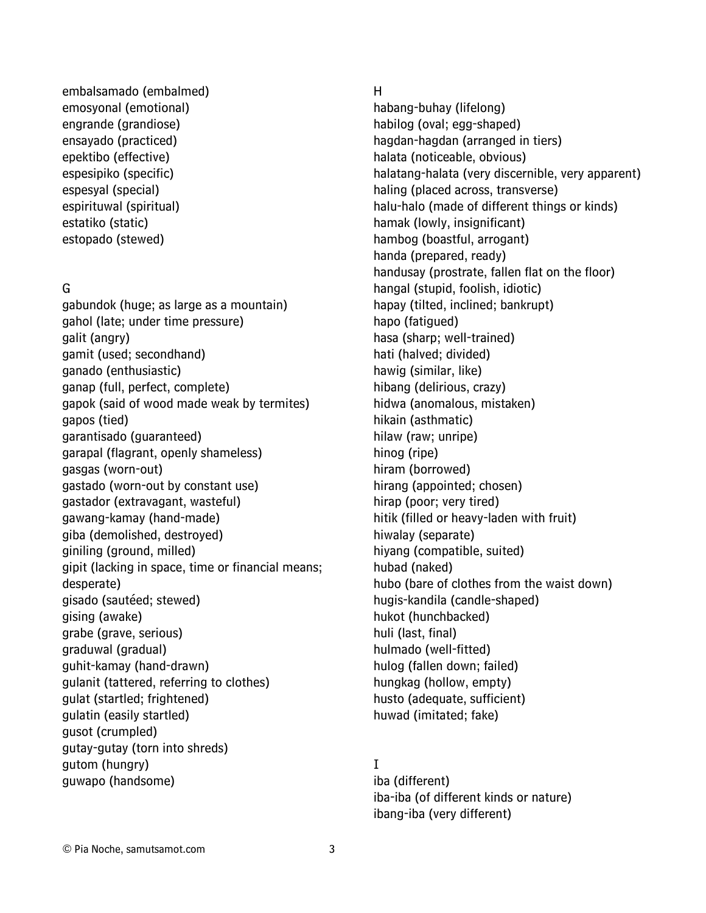embalsamado (embalmed)
emosyonal (emotional)
engrande (grandiose)
ensayado (practiced)
epektibo (effective)
espesipiko (specific)
espesyal (special)
espirituwal (spiritual)
estatiko (static)
estopado (stewed)

## G

gabundok (huge; as large as a mountain)
gahol (late; under time pressure)
galit (angry)
gamit (used; secondhand)
ganado (enthusiastic)
ganap (full, perfect, complete)
gapok (said of wood made weak by termites)
gapos (tied)
garantisado (guaranteed)
garapal (flagrant, openly shameless)
gasgas (worn-out)
gastado (worn-out by constant use)
gastador (extravagant, wasteful)
gawang-kamay (hand-made)
giba (demolished, destroyed)
giniling (ground, milled)
gipit (lacking in space, time or financial means; desperate)
gisado (sautéed; stewed)
gising (awake)
grabe (grave, serious)
graduwal (gradual)
guhit-kamay (hand-drawn)
gulanit (tattered, referring to clothes)
gulat (startled; frightened)
gulatin (easily startled)
gusot (crumpled)
gutay-gutay (torn into shreds)
gutom (hungry)
guwapo (handsome)

## H

habang-buhay (lifelong)
habilog (oval; egg-shaped)
hagdan-hagdan (arranged in tiers)
halata (noticeable, obvious)
halatang-halata (very discernible, very apparent)
haling (placed across, transverse)
halu-halo (made of different things or kinds)
hamak (lowly, insignificant)
hambog (boastful, arrogant)
handa (prepared, ready)
handusay (prostrate, fallen flat on the floor)
hangal (stupid, foolish, idiotic)
hapay (tilted, inclined; bankrupt)
hapo (fatigued)
hasa (sharp; well-trained)
hati (halved; divided)
hawig (similar, like)
hibang (delirious, crazy)
hidwa (anomalous, mistaken)
hikain (asthmatic)
hilaw (raw; unripe)
hinog (ripe)
hiram (borrowed)
hirang (appointed; chosen)
hirap (poor; very tired)
hitik (filled or heavy-laden with fruit)
hiwalay (separate)
hiyang (compatible, suited)
hubad (naked)
hubo (bare of clothes from the waist down)
hugis-kandila (candle-shaped)
hukot (hunchbacked)
huli (last, final)
hulmado (well-fitted)
hulog (fallen down; failed)
hungkag (hollow, empty)
husto (adequate, sufficient)
huwad (imitated; fake)

## I

iba (different)
iba-iba (of different kinds or nature)
ibang-iba (very different)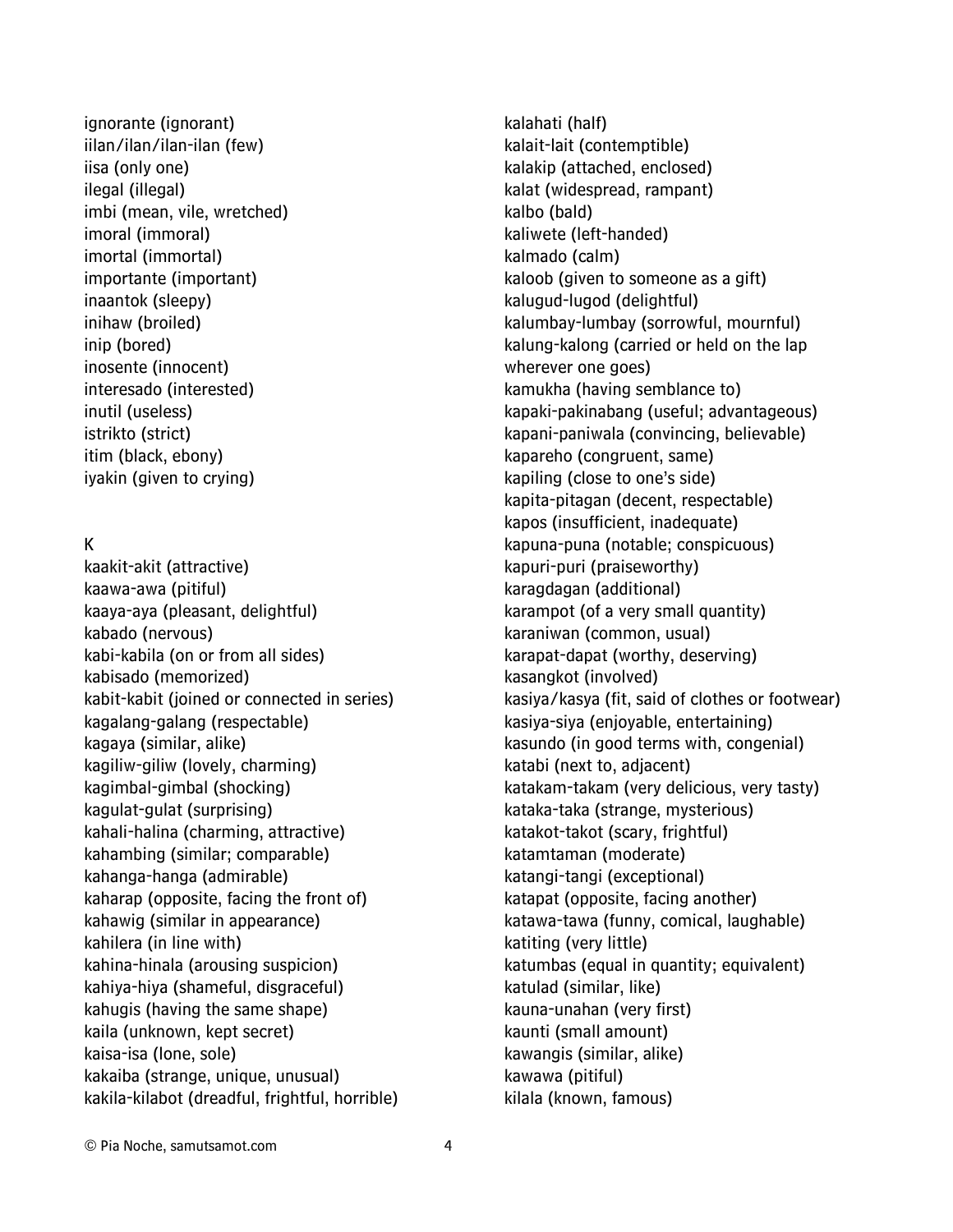ignorante (ignorant)
iilan/ilan/ilan-ilan (few)
iisa (only one)
ilegal (illegal)
imbi (mean, vile, wretched)
imoral (immoral)
imortal (immortal)
importante (important)
inaantok (sleepy)
inihaw (broiled)
inip (bored)
inosente (innocent)
interesado (interested)
inutil (useless)
istrikto (strict)
itim (black, ebony)
iyakin (given to crying)

K

kaakit-akit (attractive)
kaawa-awa (pitiful)
kaaya-aya (pleasant, delightful)
kabado (nervous)
kabi-kabila (on or from all sides)
kabisado (memorized)
kabit-kabit (joined or connected in series)
kagalang-galang (respectable)
kagaya (similar, alike)
kagiliw-giliw (lovely, charming)
kagimbal-gimbal (shocking)
kagulat-gulat (surprising)
kahali-halina (charming, attractive)
kahambing (similar; comparable)
kahanga-hanga (admirable)
kaharap (opposite, facing the front of)
kahawig (similar in appearance)
kahilera (in line with)
kahina-hinala (arousing suspicion)
kahiya-hiya (shameful, disgraceful)
kahugis (having the same shape)
kaila (unknown, kept secret)
kaisa-isa (lone, sole)
kakaiba (strange, unique, unusual)
kakila-kilabot (dreadful, frightful, horrible)
kalahati (half)
kalait-lait (contemptible)
kalakip (attached, enclosed)
kalat (widespread, rampant)
kalbo (bald)
kaliwete (left-handed)
kalmado (calm)
kaloob (given to someone as a gift)
kalugud-lugod (delightful)
kalumbay-lumbay (sorrowful, mournful)
kalung-kalong (carried or held on the lap wherever one goes)
kamukha (having semblance to)
kapaki-pakinabang (useful; advantageous)
kapani-paniwala (convincing, believable)
kapareho (congruent, same)
kapiling (close to one's side)
kapita-pitagan (decent, respectable)
kapos (insufficient, inadequate)
kapuna-puna (notable; conspicuous)
kapuri-puri (praiseworthy)
karagdagan (additional)
karampot (of a very small quantity)
karaniwan (common, usual)
karapat-dapat (worthy, deserving)
kasangkot (involved)
kasiya/kasya (fit, said of clothes or footwear)
kasiya-siya (enjoyable, entertaining)
kasundo (in good terms with, congenial)
katabi (next to, adjacent)
katakam-takam (very delicious, very tasty)
kataka-taka (strange, mysterious)
katakot-takot (scary, frightful)
katamtaman (moderate)
katangi-tangi (exceptional)
katapat (opposite, facing another)
katawa-tawa (funny, comical, laughable)
katiting (very little)
katumbas (equal in quantity; equivalent)
katulad (similar, like)
kauna-unahan (very first)
kaunti (small amount)
kawangis (similar, alike)
kawawa (pitiful)
kilala (known, famous)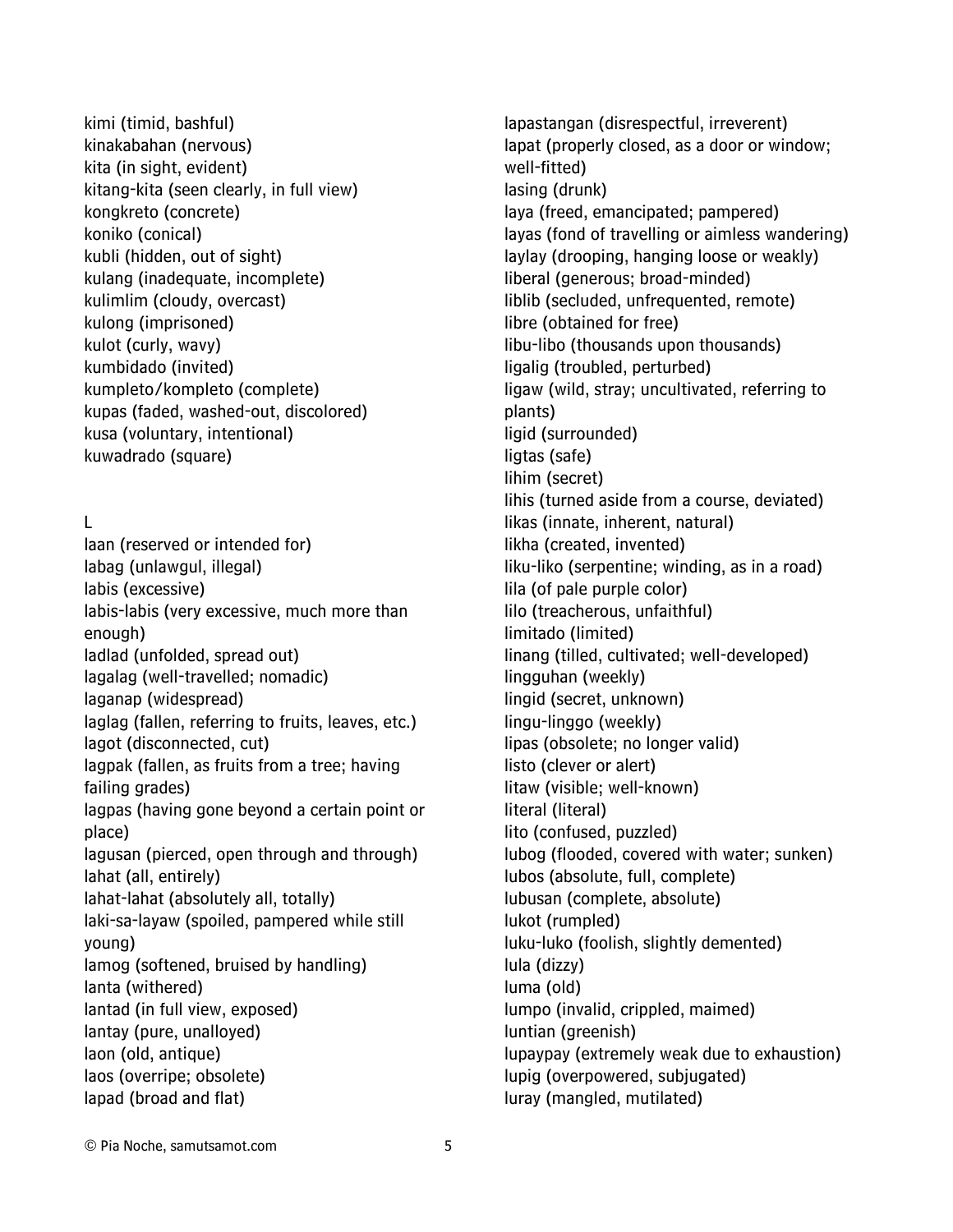kimi (timid, bashful)
kinakabahan (nervous)
kita (in sight, evident)
kitang-kita (seen clearly, in full view)
kongkreto (concrete)
koniko (conical)
kubli (hidden, out of sight)
kulang (inadequate, incomplete)
kulimlim (cloudy, overcast)
kulong (imprisoned)
kulot (curly, wavy)
kumbidado (invited)
kumpleto/kompleto (complete)
kupas (faded, washed-out, discolored)
kusa (voluntary, intentional)
kuwadrado (square)

## L

laan (reserved or intended for)
labag (unlawgul, illegal)
labis (excessive)
labis-labis (very excessive, much more than enough)
ladlad (unfolded, spread out)
lagalag (well-travelled; nomadic)
laganap (widespread)
laglag (fallen, referring to fruits, leaves, etc.)
lagot (disconnected, cut)
lagpak (fallen, as fruits from a tree; having failing grades)
lagpas (having gone beyond a certain point or place)
lagusan (pierced, open through and through)
lahat (all, entirely)
lahat-lahat (absolutely all, totally)
laki-sa-layaw (spoiled, pampered while still young)
lamog (softened, bruised by handling)
lanta (withered)
lantad (in full view, exposed)
lantay (pure, unalloyed)
laon (old, antique)
laos (overripe; obsolete)
lapad (broad and flat)
lapastangan (disrespectful, irreverent)
lapat (properly closed, as a door or window; well-fitted)
lasing (drunk)
laya (freed, emancipated; pampered)
layas (fond of travelling or aimless wandering)
laylay (drooping, hanging loose or weakly)
liberal (generous; broad-minded)
liblib (secluded, unfrequented, remote)
libre (obtained for free)
libu-libo (thousands upon thousands)
ligalig (troubled, perturbed)
ligaw (wild, stray; uncultivated, referring to plants)
ligid (surrounded)
ligtas (safe)
lihim (secret)
lihis (turned aside from a course, deviated)
likas (innate, inherent, natural)
likha (created, invented)
liku-liko (serpentine; winding, as in a road)
lila (of pale purple color)
lilo (treacherous, unfaithful)
limitado (limited)
linang (tilled, cultivated; well-developed)
lingguhan (weekly)
lingid (secret, unknown)
lingu-linggo (weekly)
lipas (obsolete; no longer valid)
listo (clever or alert)
litaw (visible; well-known)
literal (literal)
lito (confused, puzzled)
lubog (flooded, covered with water; sunken)
lubos (absolute, full, complete)
lubusan (complete, absolute)
lukot (rumpled)
luku-luko (foolish, slightly demented)
lula (dizzy)
luma (old)
lumpo (invalid, crippled, maimed)
luntian (greenish)
lupaypay (extremely weak due to exhaustion)
lupig (overpowered, subjugated)
luray (mangled, mutilated)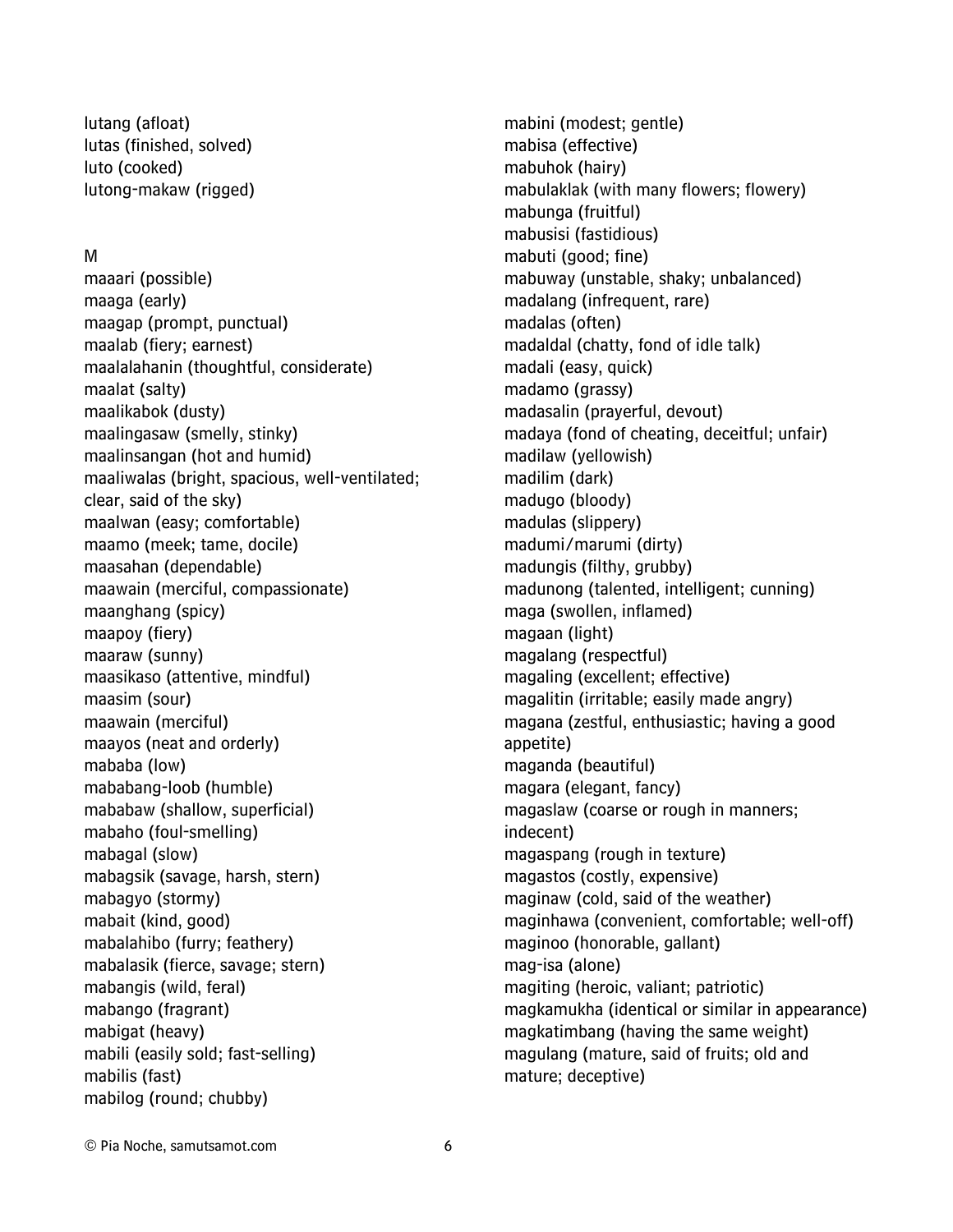lutang (afloat)
lutas (finished, solved)
luto (cooked)
lutong-makaw (rigged)

M
maaari (possible)
maaga (early)
maagap (prompt, punctual)
maalab (fiery; earnest)
maalalahanin (thoughtful, considerate)
maalat (salty)
maalikabok (dusty)
maalingasaw (smelly, stinky)
maalinsangan (hot and humid)
maaliwalas (bright, spacious, well-ventilated; clear, said of the sky)
maalwan (easy; comfortable)
maamo (meek; tame, docile)
maasahan (dependable)
maawain (merciful, compassionate)
maanghang (spicy)
maapoy (fiery)
maaraw (sunny)
maasikaso (attentive, mindful)
maasim (sour)
maawain (merciful)
maayos (neat and orderly)
mababa (low)
mababang-loob (humble)
mababaw (shallow, superficial)
mabaho (foul-smelling)
mabagal (slow)
mabagsik (savage, harsh, stern)
mabagyo (stormy)
mabait (kind, good)
mabalahibo (furry; feathery)
mabalasik (fierce, savage; stern)
mabangis (wild, feral)
mabango (fragrant)
mabigat (heavy)
mabili (easily sold; fast-selling)
mabilis (fast)
mabilog (round; chubby)
mabini (modest; gentle)
mabisa (effective)
mabuhok (hairy)
mabulaklak (with many flowers; flowery)
mabunga (fruitful)
mabusisi (fastidious)
mabuti (good; fine)
mabuway (unstable, shaky; unbalanced)
madalang (infrequent, rare)
madalas (often)
madaldal (chatty, fond of idle talk)
madali (easy, quick)
madamo (grassy)
madasalin (prayerful, devout)
madaya (fond of cheating, deceitful; unfair)
madilaw (yellowish)
madilim (dark)
madugo (bloody)
madulas (slippery)
madumi/marumi (dirty)
madungis (filthy, grubby)
madunong (talented, intelligent; cunning)
maga (swollen, inflamed)
magaan (light)
magalang (respectful)
magaling (excellent; effective)
magalitin (irritable; easily made angry)
magana (zestful, enthusiastic; having a good appetite)
maganda (beautiful)
magara (elegant, fancy)
magaslaw (coarse or rough in manners; indecent)
magaspang (rough in texture)
magastos (costly, expensive)
maginaw (cold, said of the weather)
maginhawa (convenient, comfortable; well-off)
maginoo (honorable, gallant)
mag-isa (alone)
magiting (heroic, valiant; patriotic)
magkamukha (identical or similar in appearance)
magkatimbang (having the same weight)
magulang (mature, said of fruits; old and mature; deceptive)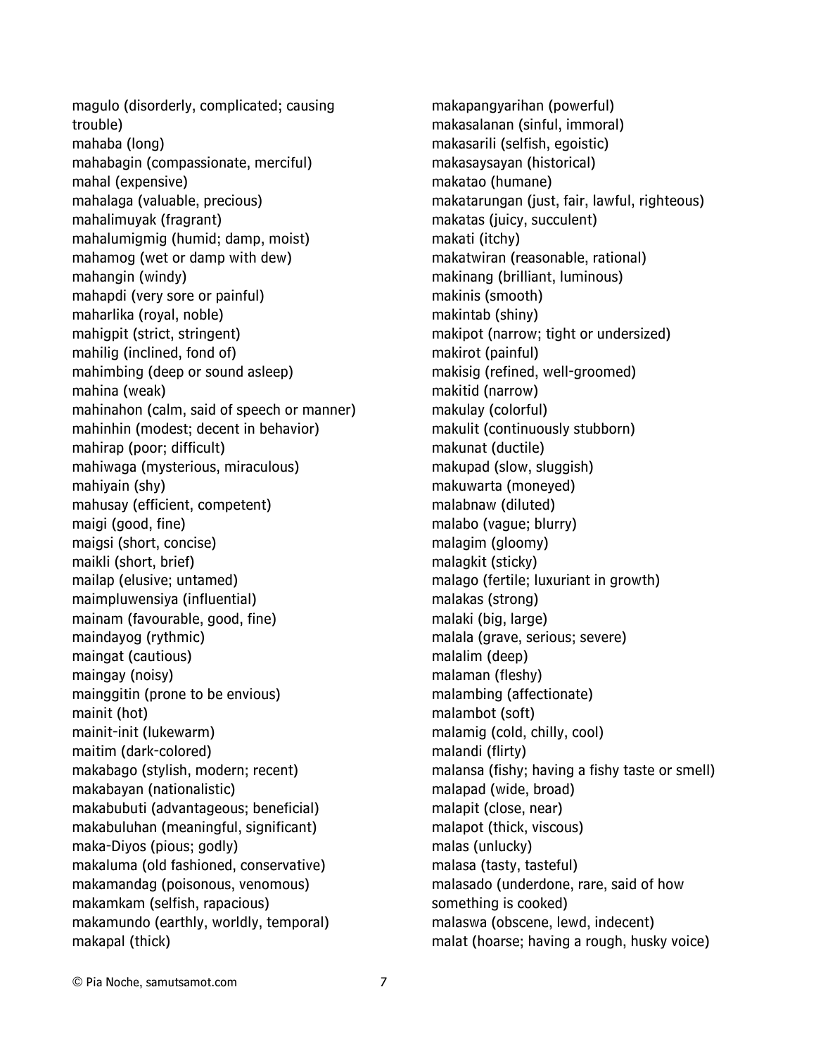magulo (disorderly, complicated; causing trouble)
mahaba (long)
mahabagin (compassionate, merciful)
mahal (expensive)
mahalaga (valuable, precious)
mahalimuyak (fragrant)
mahalumigmig (humid; damp, moist)
mahamog (wet or damp with dew)
mahangin (windy)
mahapdi (very sore or painful)
maharlika (royal, noble)
mahigpit (strict, stringent)
mahilig (inclined, fond of)
mahimbing (deep or sound asleep)
mahina (weak)
mahinahon (calm, said of speech or manner)
mahinhin (modest; decent in behavior)
mahirap (poor; difficult)
mahiwaga (mysterious, miraculous)
mahiyain (shy)
mahusay (efficient, competent)
maigi (good, fine)
maigsi (short, concise)
maikli (short, brief)
mailap (elusive; untamed)
maimpluwensiya (influential)
mainam (favourable, good, fine)
maindayog (rythmic)
maingat (cautious)
maingay (noisy)
mainggitin (prone to be envious)
mainit (hot)
mainit-init (lukewarm)
maitim (dark-colored)
makabago (stylish, modern; recent)
makabayan (nationalistic)
makabubuti (advantageous; beneficial)
makabuluhan (meaningful, significant)
maka-Diyos (pious; godly)
makaluma (old fashioned, conservative)
makamandag (poisonous, venomous)
makamkam (selfish, rapacious)
makamundo (earthly, worldly, temporal)
makapal (thick)
makapangyarihan (powerful)
makasalanan (sinful, immoral)
makasarili (selfish, egoistic)
makasaysayan (historical)
makatao (humane)
makatarungan (just, fair, lawful, righteous)
makatas (juicy, succulent)
makati (itchy)
makatwiran (reasonable, rational)
makinang (brilliant, luminous)
makinis (smooth)
makintab (shiny)
makipot (narrow; tight or undersized)
makirot (painful)
makisig (refined, well-groomed)
makitid (narrow)
makulay (colorful)
makulit (continuously stubborn)
makunat (ductile)
makupad (slow, sluggish)
makuwarta (moneyed)
malabnaw (diluted)
malabo (vague; blurry)
malagim (gloomy)
malagkit (sticky)
malago (fertile; luxuriant in growth)
malakas (strong)
malaki (big, large)
malala (grave, serious; severe)
malalim (deep)
malaman (fleshy)
malambing (affectionate)
malambot (soft)
malamig (cold, chilly, cool)
malandi (flirty)
malansa (fishy; having a fishy taste or smell)
malapad (wide, broad)
malapit (close, near)
malapot (thick, viscous)
malas (unlucky)
malasa (tasty, tasteful)
malasado (underdone, rare, said of how something is cooked)
malaswa (obscene, lewd, indecent)
malat (hoarse; having a rough, husky voice)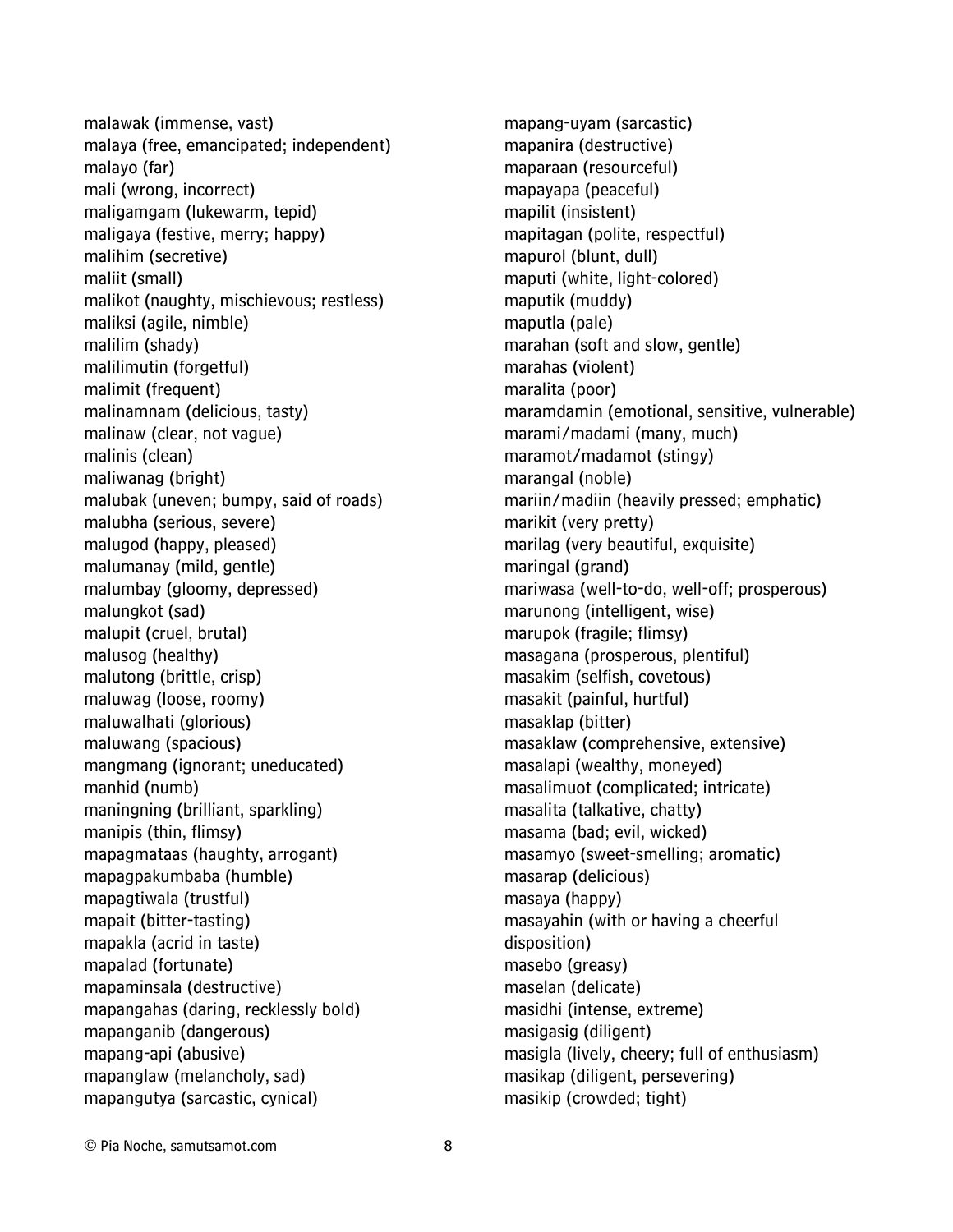malawak (immense, vast)
malaya (free, emancipated; independent)
malayo (far)
mali (wrong, incorrect)
maligamgam (lukewarm, tepid)
maligaya (festive, merry; happy)
malihim (secretive)
maliit (small)
malikot (naughty, mischievous; restless)
maliksi (agile, nimble)
malilim (shady)
malilimutin (forgetful)
malimit (frequent)
malinamnam (delicious, tasty)
malinaw (clear, not vague)
malinis (clean)
maliwanag (bright)
malubak (uneven; bumpy, said of roads)
malubha (serious, severe)
malugod (happy, pleased)
malumanay (mild, gentle)
malumbay (gloomy, depressed)
malungkot (sad)
malupit (cruel, brutal)
malusog (healthy)
malutong (brittle, crisp)
maluwag (loose, roomy)
maluwalhati (glorious)
maluwang (spacious)
mangmang (ignorant; uneducated)
manhid (numb)
maningning (brilliant, sparkling)
manipis (thin, flimsy)
mapagmataas (haughty, arrogant)
mapagpakumbaba (humble)
mapagtiwala (trustful)
mapait (bitter-tasting)
mapakla (acrid in taste)
mapalad (fortunate)
mapaminsala (destructive)
mapangahas (daring, recklessly bold)
mapanganib (dangerous)
mapang-api (abusive)
mapanglaw (melancholy, sad)
mapangutya (sarcastic, cynical)
mapang-uyam (sarcastic)
mapanira (destructive)
maparaan (resourceful)
mapayapa (peaceful)
mapilit (insistent)
mapitagan (polite, respectful)
mapurol (blunt, dull)
maputi (white, light-colored)
maputik (muddy)
maputla (pale)
marahan (soft and slow, gentle)
marahas (violent)
maralita (poor)
maramdamin (emotional, sensitive, vulnerable)
marami/madami (many, much)
maramot/madamot (stingy)
marangal (noble)
mariin/madiin (heavily pressed; emphatic)
marikit (very pretty)
marilag (very beautiful, exquisite)
maringal (grand)
mariwasa (well-to-do, well-off; prosperous)
marunong (intelligent, wise)
marupok (fragile; flimsy)
masagana (prosperous, plentiful)
masakim (selfish, covetous)
masakit (painful, hurtful)
masaklap (bitter)
masaklaw (comprehensive, extensive)
masalapi (wealthy, moneyed)
masalimuot (complicated; intricate)
masalita (talkative, chatty)
masama (bad; evil, wicked)
masamyo (sweet-smelling; aromatic)
masarap (delicious)
masaya (happy)
masayahin (with or having a cheerful disposition)
masebo (greasy)
maselan (delicate)
masidhi (intense, extreme)
masigasig (diligent)
masigla (lively, cheery; full of enthusiasm)
masikap (diligent, persevering)
masikip (crowded; tight)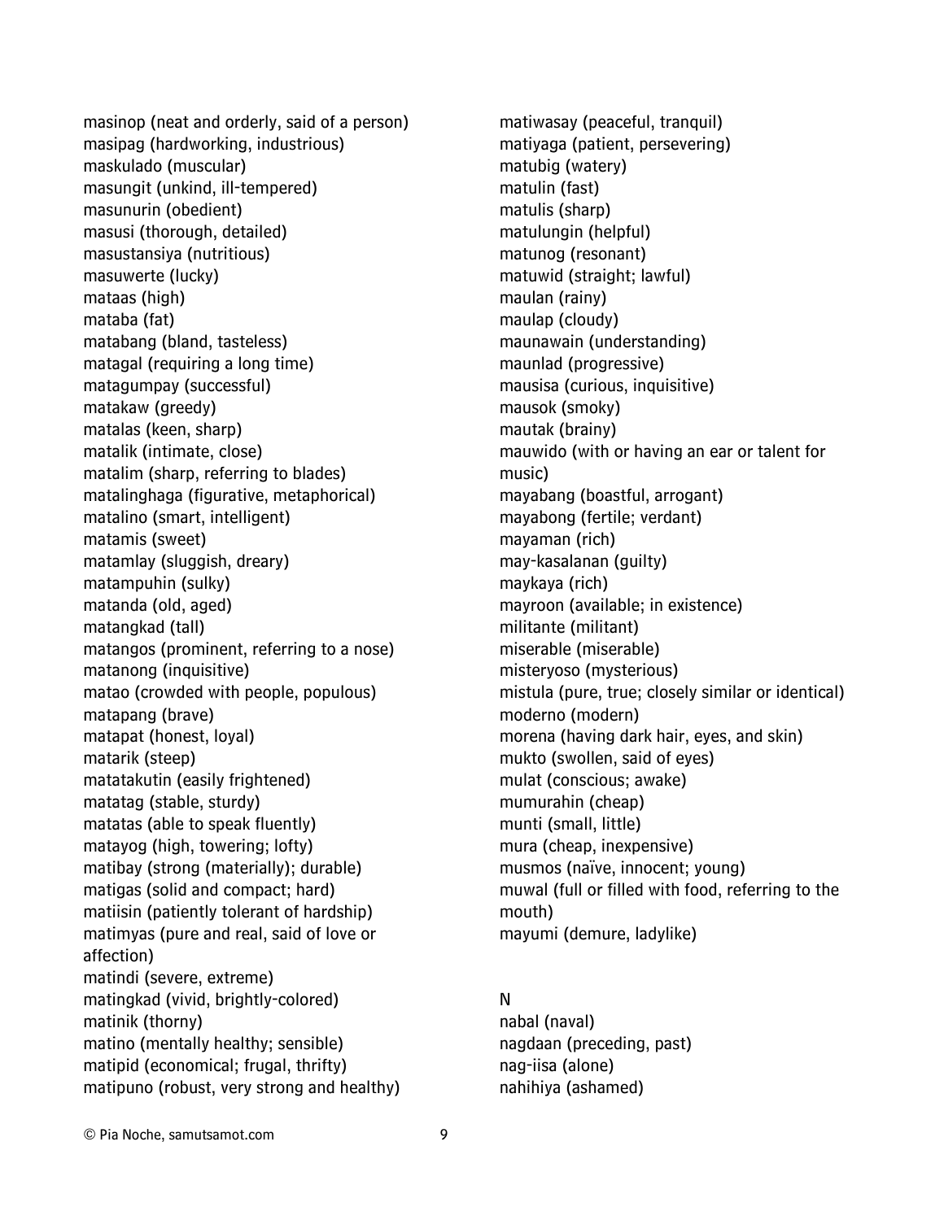masinop (neat and orderly, said of a person)
masipag (hardworking, industrious)
maskulado (muscular)
masungit (unkind, ill-tempered)
masunurin (obedient)
masusi (thorough, detailed)
masustansiya (nutritious)
masuwerte (lucky)
mataas (high)
mataba (fat)
matabang (bland, tasteless)
matagal (requiring a long time)
matagumpay (successful)
matakaw (greedy)
matalas (keen, sharp)
matalik (intimate, close)
matalim (sharp, referring to blades)
matalinghaga (figurative, metaphorical)
matalino (smart, intelligent)
matamis (sweet)
matamlay (sluggish, dreary)
matampuhin (sulky)
matanda (old, aged)
matangkad (tall)
matangos (prominent, referring to a nose)
matanong (inquisitive)
matao (crowded with people, populous)
matapang (brave)
matapat (honest, loyal)
matarik (steep)
matatakutin (easily frightened)
matatag (stable, sturdy)
matatas (able to speak fluently)
matayog (high, towering; lofty)
matibay (strong (materially); durable)
matigas (solid and compact; hard)
matiisin (patiently tolerant of hardship)
matimyas (pure and real, said of love or affection)
matindi (severe, extreme)
matingkad (vivid, brightly-colored)
matinik (thorny)
matino (mentally healthy; sensible)
matipid (economical; frugal, thrifty)
matipuno (robust, very strong and healthy)
matiwasay (peaceful, tranquil)
matiyaga (patient, persevering)
matubig (watery)
matulin (fast)
matulis (sharp)
matulungin (helpful)
matunog (resonant)
matuwid (straight; lawful)
maulan (rainy)
maulap (cloudy)
maunawain (understanding)
maunlad (progressive)
mausisa (curious, inquisitive)
mausok (smoky)
mautak (brainy)
mauwido (with or having an ear or talent for music)
mayabang (boastful, arrogant)
mayabong (fertile; verdant)
mayaman (rich)
may-kasalanan (guilty)
maykaya (rich)
mayroon (available; in existence)
militante (militant)
miserable (miserable)
misteryoso (mysterious)
mistula (pure, true; closely similar or identical)
moderno (modern)
morena (having dark hair, eyes, and skin)
mukto (swollen, said of eyes)
mulat (conscious; awake)
mumurahin (cheap)
munti (small, little)
mura (cheap, inexpensive)
musmos (naïve, innocent; young)
muwal (full or filled with food, referring to the mouth)
mayumi (demure, ladylike)

N

nabal (naval)
nagdaan (preceding, past)
nag-iisa (alone)
nahihiya (ashamed)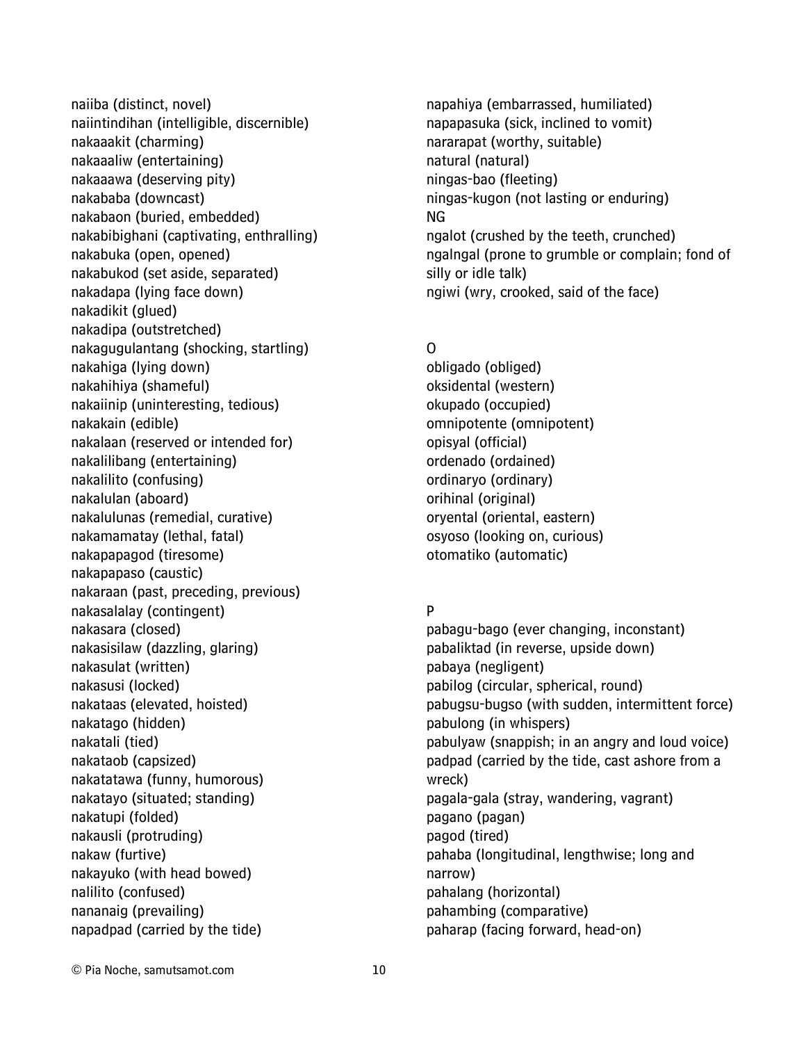naiiba (distinct, novel)
naiintindihan (intelligible, discernible)
nakaaakit (charming)
nakaaaliw (entertaining)
nakaaawa (deserving pity)
nakababa (downcast)
nakabaon (buried, embedded)
nakabibighani (captivating, enthralling)
nakabuka (open, opened)
nakabukod (set aside, separated)
nakadapa (lying face down)
nakadikit (glued)
nakadipa (outstretched)
nakagugulantang (shocking, startling)
nakahiga (lying down)
nakahihiya (shameful)
nakaiinip (uninteresting, tedious)
nakakain (edible)
nakalaan (reserved or intended for)
nakalilibang (entertaining)
nakalilito (confusing)
nakalulan (aboard)
nakalulunas (remedial, curative)
nakamamatay (lethal, fatal)
nakapapagod (tiresome)
nakapapaso (caustic)
nakaraan (past, preceding, previous)
nakasalalay (contingent)
nakasara (closed)
nakasisilaw (dazzling, glaring)
nakasulat (written)
nakasusi (locked)
nakataas (elevated, hoisted)
nakatago (hidden)
nakatali (tied)
nakataob (capsized)
nakatatawa (funny, humorous)
nakatayo (situated; standing)
nakatupi (folded)
nakausli (protruding)
nakaw (furtive)
nakayuko (with head bowed)
nalilito (confused)
nananaig (prevailing)
napadpad (carried by the tide)
napahiya (embarrassed, humiliated)
napapasuka (sick, inclined to vomit)
nararapat (worthy, suitable)
natural (natural)
ningas-bao (fleeting)
ningas-kugon (not lasting or enduring)

NG

ngalot (crushed by the teeth, crunched)
ngalngal (prone to grumble or complain; fond of silly or idle talk)
ngiwi (wry, crooked, said of the face)

O

obligado (obliged)
oksidental (western)
okupado (occupied)
omnipotente (omnipotent)
opisyal (official)
ordenado (ordained)
ordinaryo (ordinary)
orihinal (original)
oryental (oriental, eastern)
osyoso (looking on, curious)
otomatiko (automatic)

P

pabagu-bago (ever changing, inconstant)
pabaliktad (in reverse, upside down)
pabaya (negligent)
pabilog (circular, spherical, round)
pabugsu-bugso (with sudden, intermittent force)
pabulong (in whispers)
pabulyaw (snappish; in an angry and loud voice)
padpad (carried by the tide, cast ashore from a wreck)
pagala-gala (stray, wandering, vagrant)
pagano (pagan)
pagod (tired)
pahaba (longitudinal, lengthwise; long and narrow)
pahalang (horizontal)
pahambing (comparative)
paharap (facing forward, head-on)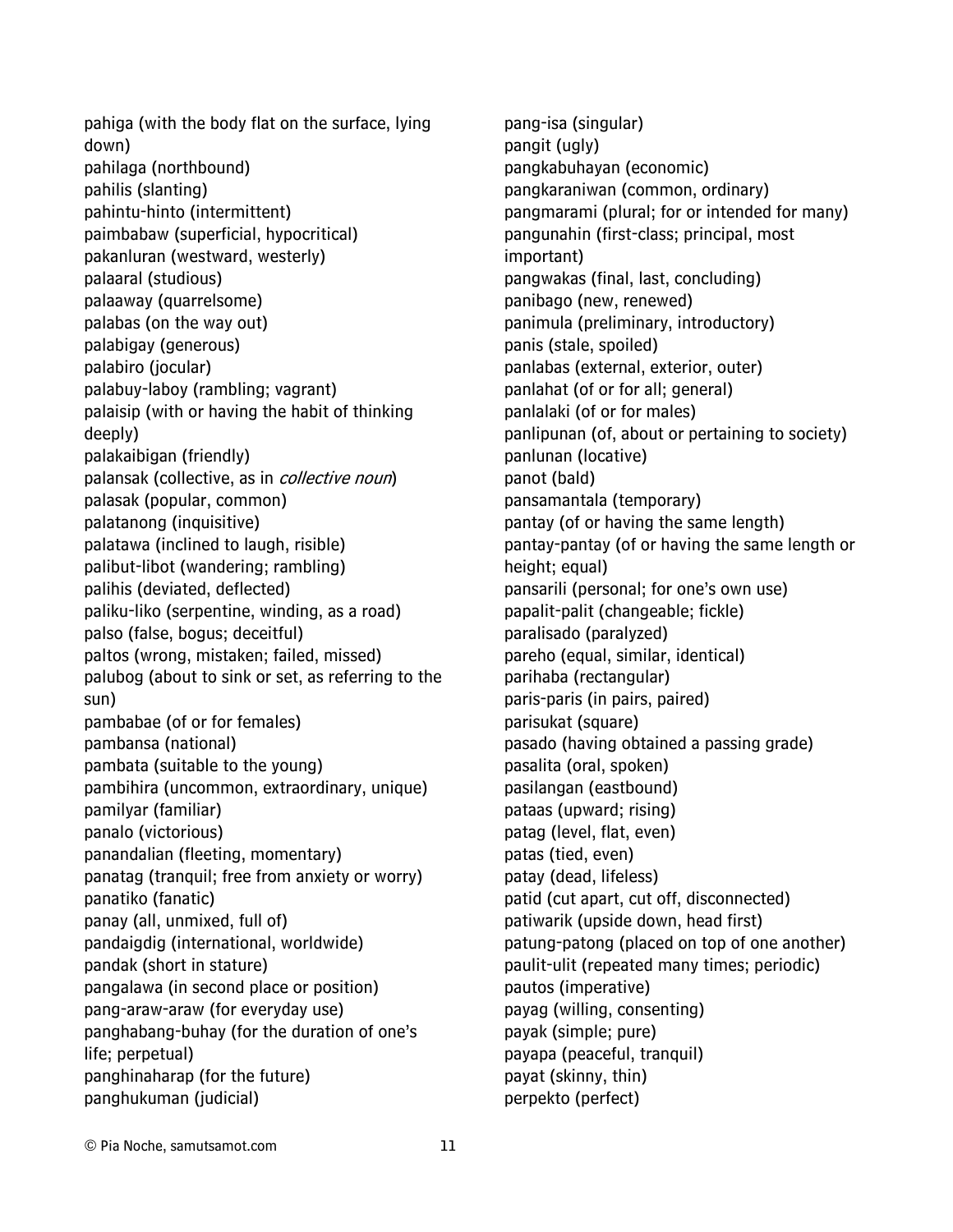pahiga (with the body flat on the surface, lying down)
pahilaga (northbound)
pahilis (slanting)
pahintu-hinto (intermittent)
paimbabaw (superficial, hypocritical)
pakanluran (westward, westerly)
palaaral (studious)
palaaway (quarrelsome)
palabas (on the way out)
palabigay (generous)
palabiro (jocular)
palabuy-laboy (rambling; vagrant)
palaisip (with or having the habit of thinking deeply)
palakaibigan (friendly)
palansak (collective, as in *collective noun*)
palasak (popular, common)
palatanong (inquisitive)
palatawa (inclined to laugh, risible)
palibut-libot (wandering; rambling)
palihis (deviated, deflected)
paliku-liko (serpentine, winding, as a road)
palso (false, bogus; deceitful)
paltos (wrong, mistaken; failed, missed)
palubog (about to sink or set, as referring to the sun)
pambabae (of or for females)
pambansa (national)
pambata (suitable to the young)
pambihira (uncommon, extraordinary, unique)
pamilyar (familiar)
panalo (victorious)
panandalian (fleeting, momentary)
panatag (tranquil; free from anxiety or worry)
panatiko (fanatic)
panay (all, unmixed, full of)
pandaigdig (international, worldwide)
pandak (short in stature)
pangalawa (in second place or position)
pang-araw-araw (for everyday use)
panghabang-buhay (for the duration of one's life; perpetual)
panghinaharap (for the future)
panghukuman (judicial)
pang-isa (singular)
pangit (ugly)
pangkabuhayan (economic)
pangkaraniwan (common, ordinary)
pangmarami (plural; for or intended for many)
pangunahin (first-class; principal, most important)
pangwakas (final, last, concluding)
panibago (new, renewed)
panimula (preliminary, introductory)
panis (stale, spoiled)
panlabas (external, exterior, outer)
panlahat (of or for all; general)
panlalaki (of or for males)
panlipunan (of, about or pertaining to society)
panlunan (locative)
panot (bald)
pansamantala (temporary)
pantay (of or having the same length)
pantay-pantay (of or having the same length or height; equal)
pansarili (personal; for one's own use)
papalit-palit (changeable; fickle)
paralisado (paralyzed)
pareho (equal, similar, identical)
parihaba (rectangular)
paris-paris (in pairs, paired)
parisukat (square)
pasado (having obtained a passing grade)
pasalita (oral, spoken)
pasilangan (eastbound)
pataas (upward; rising)
patag (level, flat, even)
patas (tied, even)
patay (dead, lifeless)
patid (cut apart, cut off, disconnected)
patiwarik (upside down, head first)
patung-patong (placed on top of one another)
paulit-ulit (repeated many times; periodic)
pautos (imperative)
payag (willing, consenting)
payak (simple; pure)
payapa (peaceful, tranquil)
payat (skinny, thin)
perpekto (perfect)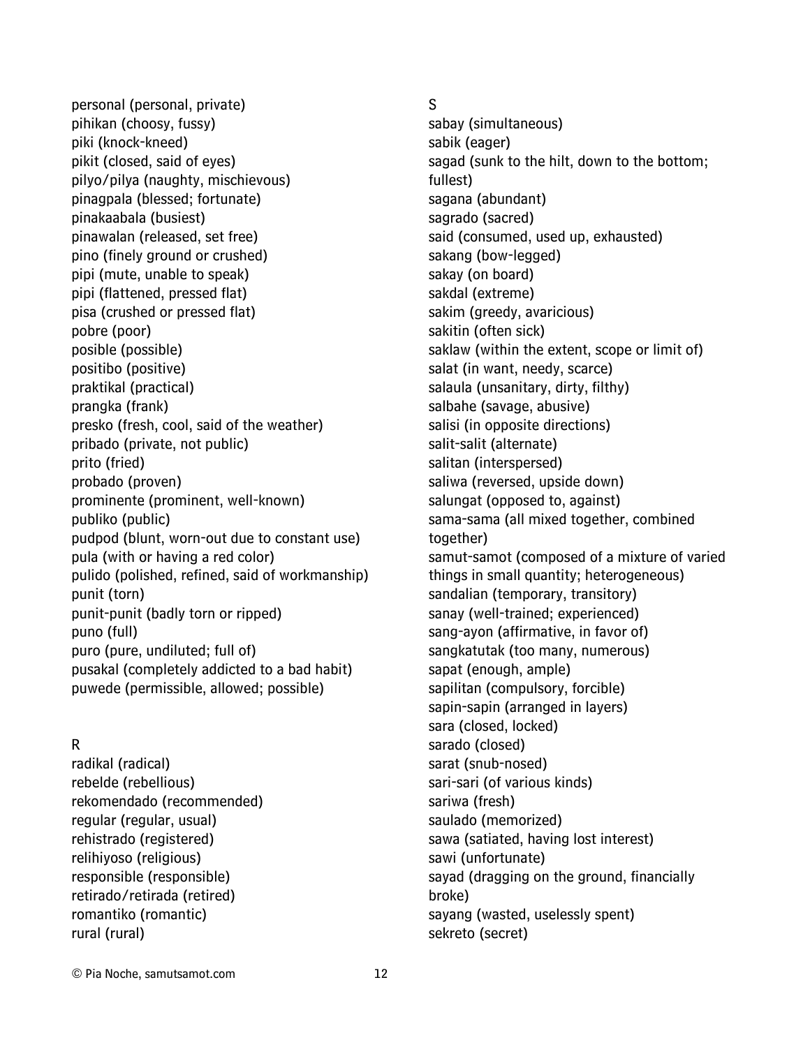personal (personal, private)
pihikan (choosy, fussy)
piki (knock-kneed)
pikit (closed, said of eyes)
pilyo/pilya (naughty, mischievous)
pinagpala (blessed; fortunate)
pinakaabala (busiest)
pinawalan (released, set free)
pino (finely ground or crushed)
pipi (mute, unable to speak)
pipi (flattened, pressed flat)
pisa (crushed or pressed flat)
pobre (poor)
posible (possible)
positibo (positive)
praktikal (practical)
prangka (frank)
presko (fresh, cool, said of the weather)
pribado (private, not public)
prito (fried)
probado (proven)
prominente (prominent, well-known)
publiko (public)
pudpod (blunt, worn-out due to constant use)
pula (with or having a red color)
pulido (polished, refined, said of workmanship)
punit (torn)
punit-punit (badly torn or ripped)
puno (full)
puro (pure, undiluted; full of)
pusakal (completely addicted to a bad habit)
puwede (permissible, allowed; possible)

R

radikal (radical)
rebelde (rebellious)
rekomendado (recommended)
regular (regular, usual)
rehistrado (registered)
relihiyoso (religious)
responsible (responsible)
retirado/retirada (retired)
romantiko (romantic)
rural (rural)

S

sabay (simultaneous)
sabik (eager)
sagad (sunk to the hilt, down to the bottom; fullest)
sagana (abundant)
sagrado (sacred)
said (consumed, used up, exhausted)
sakang (bow-legged)
sakay (on board)
sakdal (extreme)
sakim (greedy, avaricious)
sakitin (often sick)
saklaw (within the extent, scope or limit of)
salat (in want, needy, scarce)
salaula (unsanitary, dirty, filthy)
salbahe (savage, abusive)
salisi (in opposite directions)
salit-salit (alternate)
salitan (interspersed)
saliwa (reversed, upside down)
salungat (opposed to, against)
sama-sama (all mixed together, combined together)
samut-samot (composed of a mixture of varied things in small quantity; heterogeneous)
sandalian (temporary, transitory)
sanay (well-trained; experienced)
sang-ayon (affirmative, in favor of)
sangkatutak (too many, numerous)
sapat (enough, ample)
sapilitan (compulsory, forcible)
sapin-sapin (arranged in layers)
sara (closed, locked)
sarado (closed)
sarat (snub-nosed)
sari-sari (of various kinds)
sariwa (fresh)
saulado (memorized)
sawa (satiated, having lost interest)
sawi (unfortunate)
sayad (dragging on the ground, financially broke)
sayang (wasted, uselessly spent)
sekreto (secret)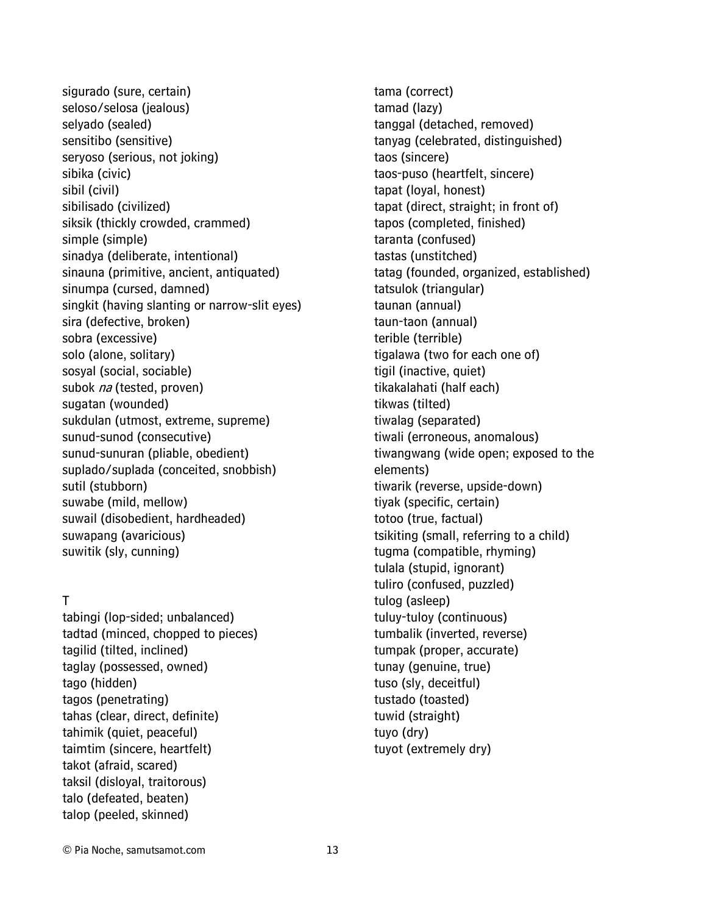sigurado (sure, certain)
seloso/selosa (jealous)
selyado (sealed)
sensitibo (sensitive)
seryoso (serious, not joking)
sibika (civic)
sibil (civil)
sibilisado (civilized)
siksik (thickly crowded, crammed)
simple (simple)
sinadya (deliberate, intentional)
sinauna (primitive, ancient, antiquated)
sinumpa (cursed, damned)
singkit (having slanting or narrow-slit eyes)
sira (defective, broken)
sobra (excessive)
solo (alone, solitary)
sosyal (social, sociable)
subok *na* (tested, proven)
sugatan (wounded)
sukdulan (utmost, extreme, supreme)
sunud-sunod (consecutive)
sunud-sunuran (pliable, obedient)
suplado/suplada (conceited, snobbish)
sutil (stubborn)
suwabe (mild, mellow)
suwail (disobedient, hardheaded)
suwapang (avaricious)
suwitik (sly, cunning)

T

tabingi (lop-sided; unbalanced)
tadtad (minced, chopped to pieces)
tagilid (tilted, inclined)
taglay (possessed, owned)
tago (hidden)
tagos (penetrating)
tahas (clear, direct, definite)
tahimik (quiet, peaceful)
taimtim (sincere, heartfelt)
takot (afraid, scared)
taksil (disloyal, traitorous)
talo (defeated, beaten)
talop (peeled, skinned)
tama (correct)
tamad (lazy)
tanggal (detached, removed)
tanyag (celebrated, distinguished)
taos (sincere)
taos-puso (heartfelt, sincere)
tapat (loyal, honest)
tapat (direct, straight; in front of)
tapos (completed, finished)
taranta (confused)
tastas (unstitched)
tatag (founded, organized, established)
tatsulok (triangular)
taunan (annual)
taun-taon (annual)
terible (terrible)
tigalawa (two for each one of)
tigil (inactive, quiet)
tikakalahati (half each)
tikwas (tilted)
tiwalag (separated)
tiwali (erroneous, anomalous)
tiwangwang (wide open; exposed to the elements)
tiwarik (reverse, upside-down)
tiyak (specific, certain)
totoo (true, factual)
tsikiting (small, referring to a child)
tugma (compatible, rhyming)
tulala (stupid, ignorant)
tuliro (confused, puzzled)
tulog (asleep)
tuluy-tuloy (continuous)
tumbalik (inverted, reverse)
tumpak (proper, accurate)
tunay (genuine, true)
tuso (sly, deceitful)
tustado (toasted)
tuwid (straight)
tuyo (dry)
tuyot (extremely dry)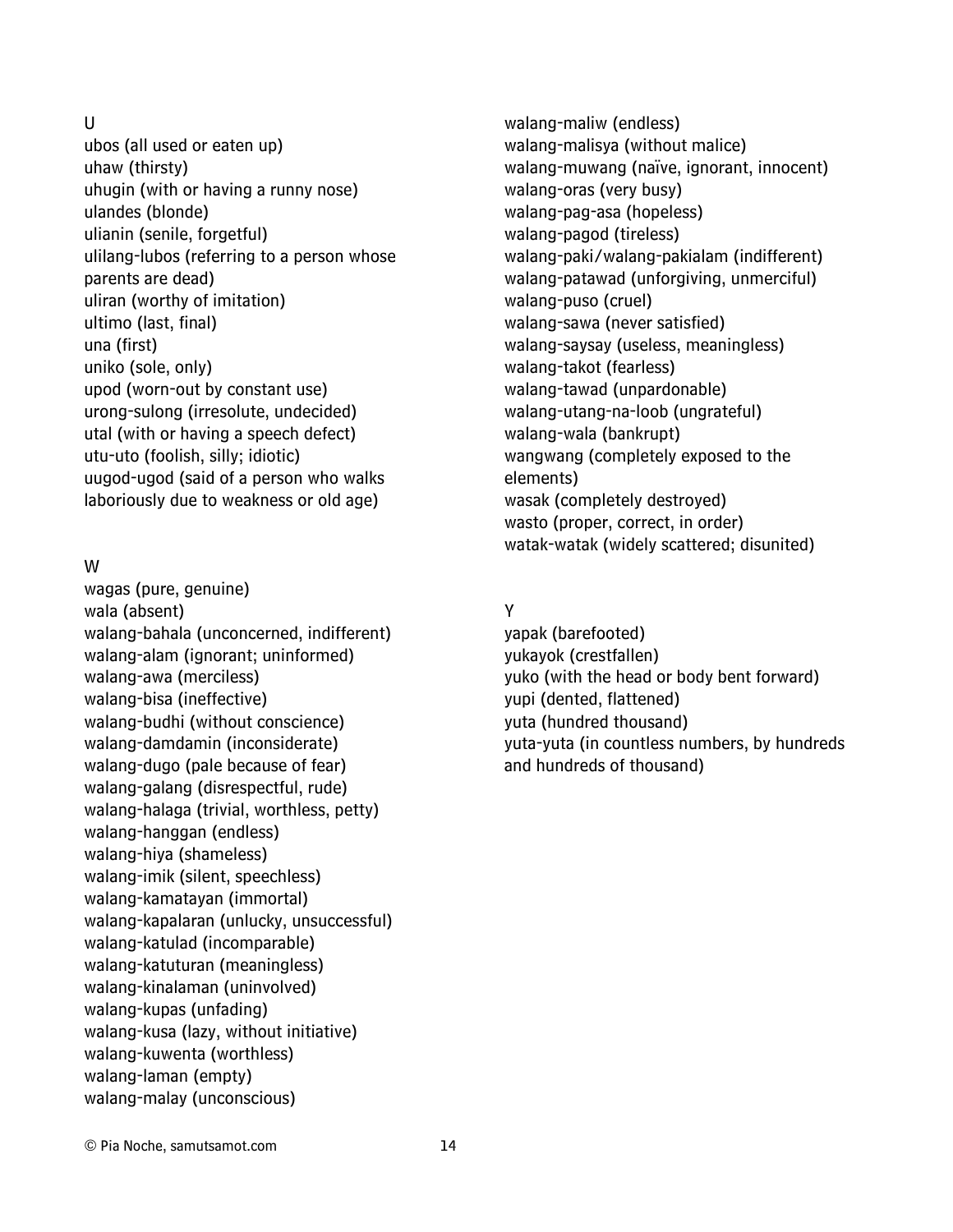## U

ubos (all used or eaten up)
uhaw (thirsty)
uhugin (with or having a runny nose)
ulandes (blonde)
ulianin (senile, forgetful)
ulilang-lubos (referring to a person whose parents are dead)
uliran (worthy of imitation)
ultimo (last, final)
una (first)
uniko (sole, only)
upod (worn-out by constant use)
urong-sulong (irresolute, undecided)
utal (with or having a speech defect)
utu-uto (foolish, silly; idiotic)
uugod-ugod (said of a person who walks laboriously due to weakness or old age)

## W

wagas (pure, genuine)
wala (absent)
walang-bahala (unconcerned, indifferent)
walang-alam (ignorant; uninformed)
walang-awa (merciless)
walang-bisa (ineffective)
walang-budhi (without conscience)
walang-damdamin (inconsiderate)
walang-dugo (pale because of fear)
walang-galang (disrespectful, rude)
walang-halaga (trivial, worthless, petty)
walang-hanggan (endless)
walang-hiya (shameless)
walang-imik (silent, speechless)
walang-kamatayan (immortal)
walang-kapalaran (unlucky, unsuccessful)
walang-katulad (incomparable)
walang-katuturan (meaningless)
walang-kinalaman (uninvolved)
walang-kupas (unfading)
walang-kusa (lazy, without initiative)
walang-kuwenta (worthless)
walang-laman (empty)
walang-malay (unconscious)
walang-maliw (endless)
walang-malisya (without malice)
walang-muwang (naïve, ignorant, innocent)
walang-oras (very busy)
walang-pag-asa (hopeless)
walang-pagod (tireless)
walang-paki/walang-pakialam (indifferent)
walang-patawad (unforgiving, unmerciful)
walang-puso (cruel)
walang-sawa (never satisfied)
walang-saysay (useless, meaningless)
walang-takot (fearless)
walang-tawad (unpardonable)
walang-utang-na-loob (ungrateful)
walang-wala (bankrupt)
wangwang (completely exposed to the elements)
wasak (completely destroyed)
wasto (proper, correct, in order)
watak-watak (widely scattered; disunited)

## Y

yapak (barefooted)
yukayok (crestfallen)
yuko (with the head or body bent forward)
yupi (dented, flattened)
yuta (hundred thousand)
yuta-yuta (in countless numbers, by hundreds and hundreds of thousand)

© Pia Noche, samutsamot.com